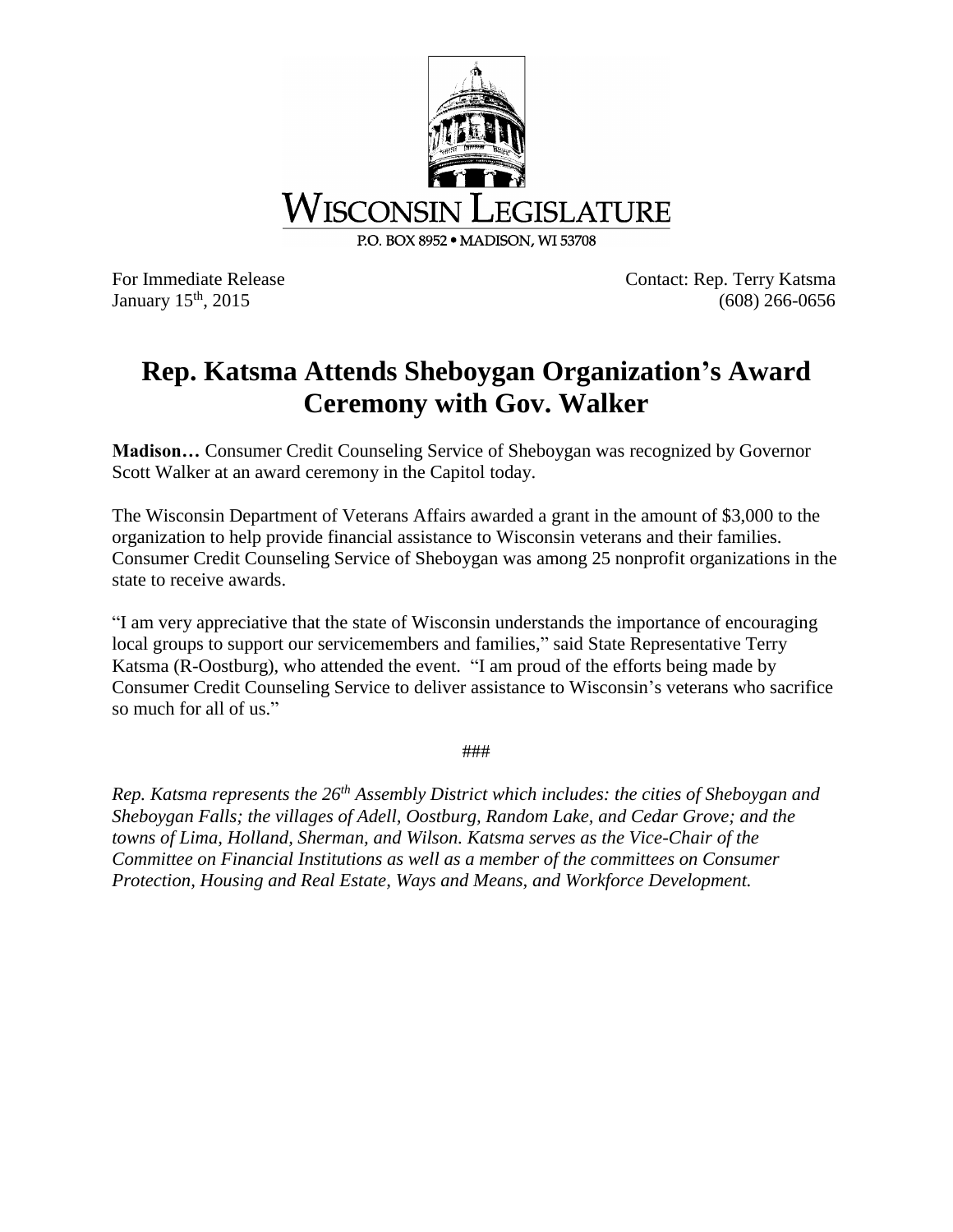WISCONSIN LEGISLATURE

P.O. BOX 8952 • MADISON, WI 53708

For Immediate Release
January 15th, 2015

Contact: Rep. Terry Katsma
(608) 266-0656

# Rep. Katsma Attends Sheboygan Organization's Award Ceremony with Gov. Walker

**Madison…** Consumer Credit Counseling Service of Sheboygan was recognized by Governor Scott Walker at an award ceremony in the Capitol today.

The Wisconsin Department of Veterans Affairs awarded a grant in the amount of $3,000 to the organization to help provide financial assistance to Wisconsin veterans and their families. Consumer Credit Counseling Service of Sheboygan was among 25 nonprofit organizations in the state to receive awards.

"I am very appreciative that the state of Wisconsin understands the importance of encouraging local groups to support our servicemembers and families," said State Representative Terry Katsma (R-Oostburg), who attended the event. "I am proud of the efforts being made by Consumer Credit Counseling Service to deliver assistance to Wisconsin's veterans who sacrifice so much for all of us."

###

*Rep. Katsma represents the 26th Assembly District which includes: the cities of Sheboygan and Sheboygan Falls; the villages of Adell, Oostburg, Random Lake, and Cedar Grove; and the towns of Lima, Holland, Sherman, and Wilson. Katsma serves as the Vice-Chair of the Committee on Financial Institutions as well as a member of the committees on Consumer Protection, Housing and Real Estate, Ways and Means, and Workforce Development.*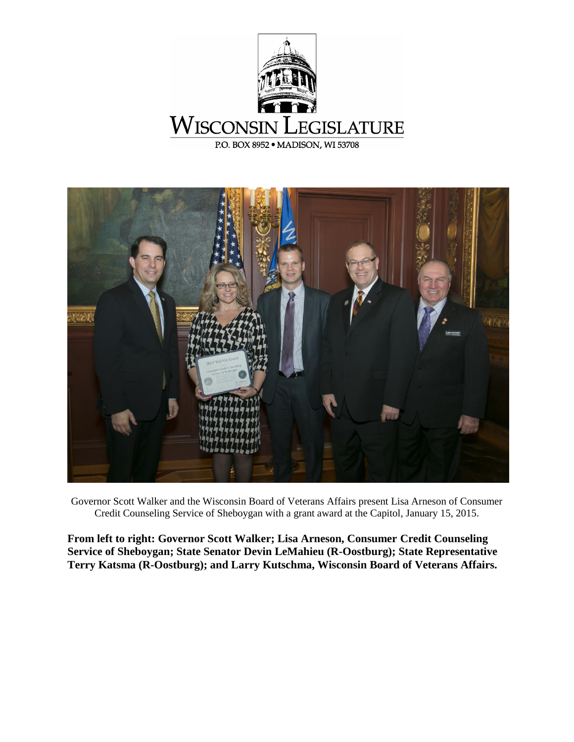WISCONSIN LEGISLATURE

P.O. BOX 8952 • MADISON, WI 53708

Governor Scott Walker and the Wisconsin Board of Veterans Affairs present Lisa Arneson of Consumer Credit Counseling Service of Sheboygan with a grant award at the Capitol, January 15, 2015.

**From left to right: Governor Scott Walker; Lisa Arneson, Consumer Credit Counseling Service of Sheboygan; State Senator Devin LeMahieu (R-Oostburg); State Representative Terry Katsma (R-Oostburg); and Larry Kutschma, Wisconsin Board of Veterans Affairs.**